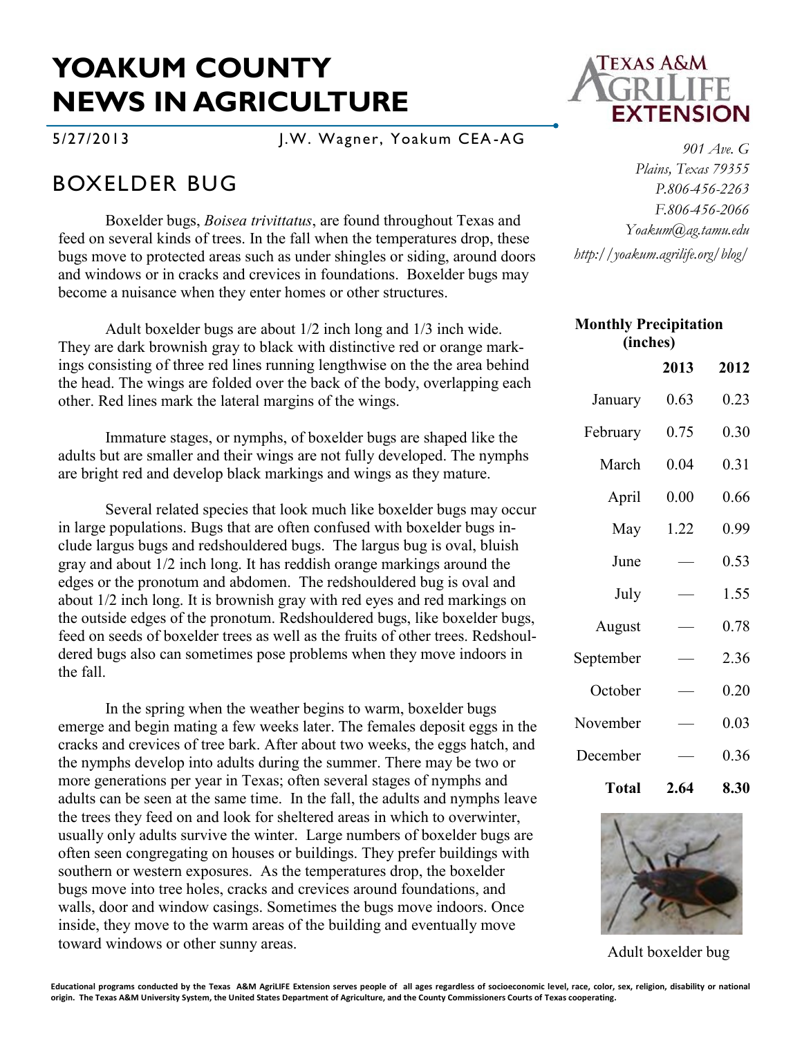# YAOKUM COUNTY NEWS IN AGRICULTURE

5/27/2013 J.W. Wagner, Yoakum CEA-AG

*901 Ave. G*
*Plains, Texas 79355*
*P.806-456-2263*
*F.806-456-2066*
*Yoakum@ag.tamu.edu*
*http://yoakum.agrilife.org/blog/*

## BOXELDER BUG

Boxelder bugs, *Boisea trivittatus*, are found throughout Texas and feed on several kinds of trees. In the fall when the temperatures drop, these bugs move to protected areas such as under shingles or siding, around doors and windows or in cracks and crevices in foundations. Boxelder bugs may become a nuisance when they enter homes or other structures.

Adult boxelder bugs are about 1/2 inch long and 1/3 inch wide. They are dark brownish gray to black with distinctive red or orange markings consisting of three red lines running lengthwise on the the area behind the head. The wings are folded over the back of the body, overlapping each other. Red lines mark the lateral margins of the wings.

Immature stages, or nymphs, of boxelder bugs are shaped like the adults but are smaller and their wings are not fully developed. The nymphs are bright red and develop black markings and wings as they mature.

Several related species that look much like boxelder bugs may occur in large populations. Bugs that are often confused with boxelder bugs include largus bugs and redshouldered bugs. The largus bug is oval, bluish gray and about 1/2 inch long. It has reddish orange markings around the edges or the pronotum and abdomen. The redshouldered bug is oval and about 1/2 inch long. It is brownish gray with red eyes and red markings on the outside edges of the pronotum. Redshouldered bugs, like boxelder bugs, feed on seeds of boxelder trees as well as the fruits of other trees. Redshouldered bugs also can sometimes pose problems when they move indoors in the fall.

In the spring when the weather begins to warm, boxelder bugs emerge and begin mating a few weeks later. The females deposit eggs in the cracks and crevices of tree bark. After about two weeks, the eggs hatch, and the nymphs develop into adults during the summer. There may be two or more generations per year in Texas; often several stages of nymphs and adults can be seen at the same time. In the fall, the adults and nymphs leave the trees they feed on and look for sheltered areas in which to overwinter, usually only adults survive the winter. Large numbers of boxelder bugs are often seen congregating on houses or buildings. They prefer buildings with southern or western exposures. As the temperatures drop, the boxelder bugs move into tree holes, cracks and crevices around foundations, and walls, door and window casings. Sometimes the bugs move indoors. Once inside, they move to the warm areas of the building and eventually move toward windows or other sunny areas.

**Monthly Precipitation (inches)**

| | 2013 | 2012 |
|---|---|---|
| January | 0.63 | 0.23 |
| February | 0.75 | 0.30 |
| March | 0.04 | 0.31 |
| April | 0.00 | 0.66 |
| May | 1.22 | 0.99 |
| June | — | 0.53 |
| July | — | 1.55 |
| August | — | 0.78 |
| September | — | 2.36 |
| October | — | 0.20 |
| November | — | 0.03 |
| December | — | 0.36 |
| **Total** | **2.64** | **8.30** |

Adult boxelder bug

**Educational programs conducted by the Texas A&M AgriLIFE Extension serves people of all ages regardless of socioeconomic level, race, color, sex, religion, disability or national origin. The Texas A&M University System, the United States Department of Agriculture, and the County Commissioners Courts of Texas cooperating.**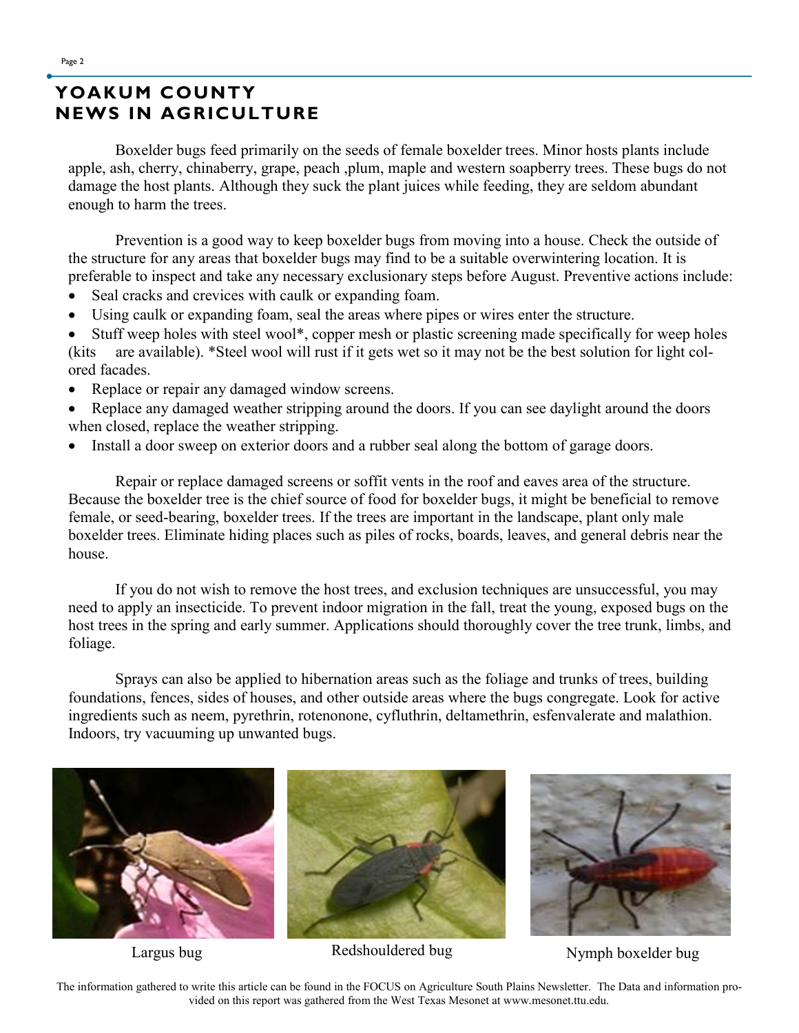# YOAKUM COUNTY NEWS IN AGRICULTURE

Boxelder bugs feed primarily on the seeds of female boxelder trees. Minor hosts plants include apple, ash, cherry, chinaberry, grape, peach ,plum, maple and western soapberry trees. These bugs do not damage the host plants. Although they suck the plant juices while feeding, they are seldom abundant enough to harm the trees.

Prevention is a good way to keep boxelder bugs from moving into a house. Check the outside of the structure for any areas that boxelder bugs may find to be a suitable overwintering location. It is preferable to inspect and take any necessary exclusionary steps before August. Preventive actions include:

- Seal cracks and crevices with caulk or expanding foam.
- Using caulk or expanding foam, seal the areas where pipes or wires enter the structure.
- Stuff weep holes with steel wool*, copper mesh or plastic screening made specifically for weep holes (kits are available). *Steel wool will rust if it gets wet so it may not be the best solution for light colored facades.
- Replace or repair any damaged window screens.
- Replace any damaged weather stripping around the doors. If you can see daylight around the doors when closed, replace the weather stripping.
- Install a door sweep on exterior doors and a rubber seal along the bottom of garage doors.

Repair or replace damaged screens or soffit vents in the roof and eaves area of the structure. Because the boxelder tree is the chief source of food for boxelder bugs, it might be beneficial to remove female, or seed-bearing, boxelder trees. If the trees are important in the landscape, plant only male boxelder trees. Eliminate hiding places such as piles of rocks, boards, leaves, and general debris near the house.

If you do not wish to remove the host trees, and exclusion techniques are unsuccessful, you may need to apply an insecticide. To prevent indoor migration in the fall, treat the young, exposed bugs on the host trees in the spring and early summer. Applications should thoroughly cover the tree trunk, limbs, and foliage.

Sprays can also be applied to hibernation areas such as the foliage and trunks of trees, building foundations, fences, sides of houses, and other outside areas where the bugs congregate. Look for active ingredients such as neem, pyrethrin, rotenonone, cyfluthrin, deltamethrin, esfenvalerate and malathion. Indoors, try vacuuming up unwanted bugs.

Largus bug

Redshouldered bug

Nymph boxelder bug

The information gathered to write this article can be found in the FOCUS on Agriculture South Plains Newsletter. The Data and information provided on this report was gathered from the West Texas Mesonet at www.mesonet.ttu.edu.